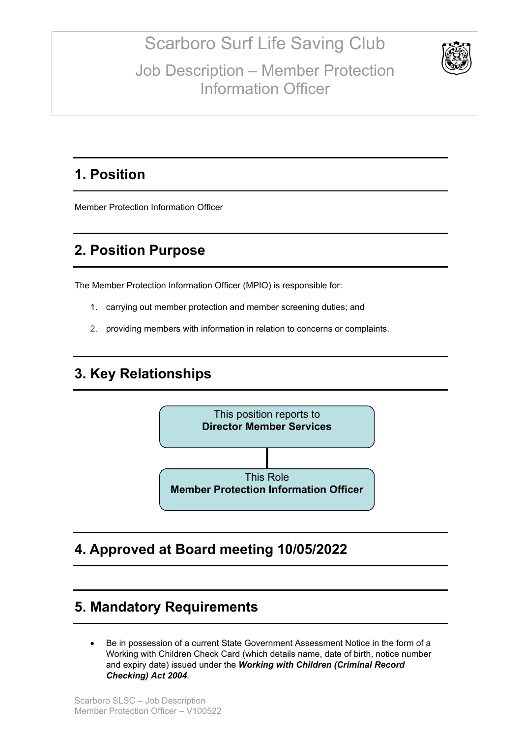# Scarboro Surf Life Saving Club

## Job Description – Member Protection Information Officer

## 1. Position

Member Protection Information Officer

## 2. Position Purpose

The Member Protection Information Officer (MPIO) is responsible for:

1. carrying out member protection and member screening duties; and
2. providing members with information in relation to concerns or complaints.

## 3. Key Relationships

This position reports to **Director Member Services**

This Role **Member Protection Information Officer**

## 4. Approved at Board meeting 10/05/2022

## 5. Mandatory Requirements

- Be in possession of a current State Government Assessment Notice in the form of a Working with Children Check Card (which details name, date of birth, notice number and expiry date) issued under the ***Working with Children (Criminal Record Checking) Act 2004***.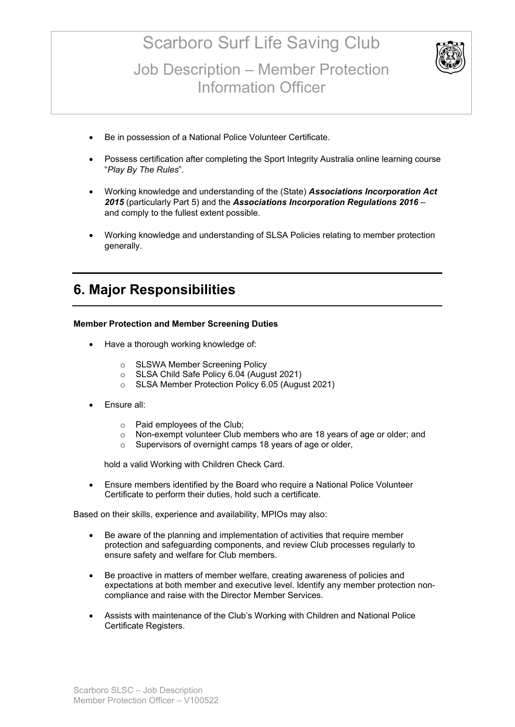- Be in possession of a National Police Volunteer Certificate.
- Possess certification after completing the Sport Integrity Australia online learning course "*Play By The Rules*".
- Working knowledge and understanding of the (State) ***Associations Incorporation Act 2015*** (particularly Part 5) and the ***Associations Incorporation Regulations 2016*** – and comply to the fullest extent possible.
- Working knowledge and understanding of SLSA Policies relating to member protection generally.

## 6. Major Responsibilities

**Member Protection and Member Screening Duties**

- Have a thorough working knowledge of:
  - SLSWA Member Screening Policy
  - SLSA Child Safe Policy 6.04 (August 2021)
  - SLSA Member Protection Policy 6.05 (August 2021)
- Ensure all:
  - Paid employees of the Club;
  - Non-exempt volunteer Club members who are 18 years of age or older; and
  - Supervisors of overnight camps 18 years of age or older,

  hold a valid Working with Children Check Card.
- Ensure members identified by the Board who require a National Police Volunteer Certificate to perform their duties, hold such a certificate.

Based on their skills, experience and availability, MPIOs may also:

- Be aware of the planning and implementation of activities that require member protection and safeguarding components, and review Club processes regularly to ensure safety and welfare for Club members.
- Be proactive in matters of member welfare, creating awareness of policies and expectations at both member and executive level. Identify any member protection non-compliance and raise with the Director Member Services.
- Assists with maintenance of the Club's Working with Children and National Police Certificate Registers.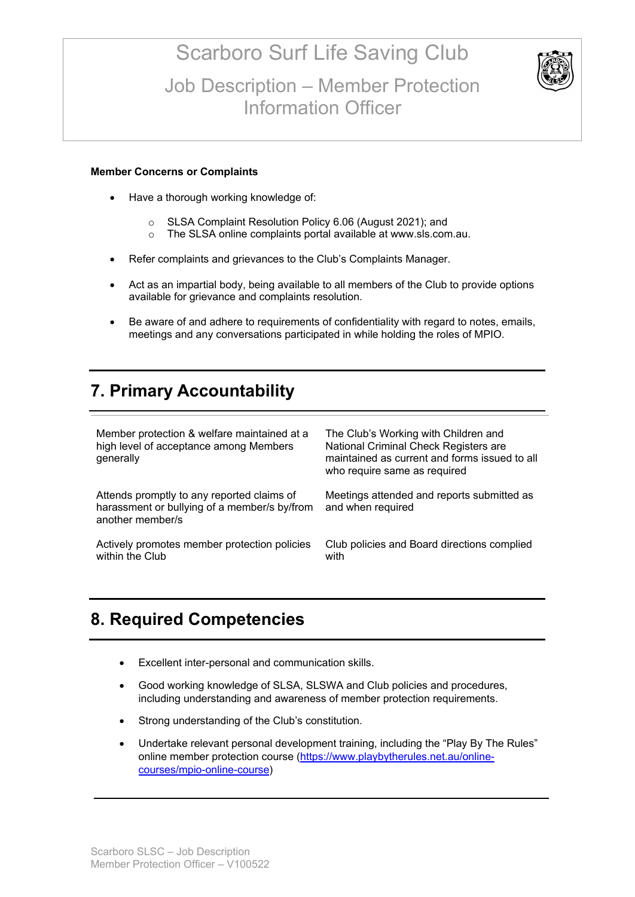**Member Concerns or Complaints**

- Have a thorough working knowledge of:
  - SLSA Complaint Resolution Policy 6.06 (August 2021); and
  - The SLSA online complaints portal available at www.sls.com.au.
- Refer complaints and grievances to the Club's Complaints Manager.
- Act as an impartial body, being available to all members of the Club to provide options available for grievance and complaints resolution.
- Be aware of and adhere to requirements of confidentiality with regard to notes, emails, meetings and any conversations participated in while holding the roles of MPIO.

## 7. Primary Accountability

| | |
|---|---|
| Member protection & welfare maintained at a high level of acceptance among Members generally | The Club's Working with Children and National Criminal Check Registers are maintained as current and forms issued to all who require same as required |
| Attends promptly to any reported claims of harassment or bullying of a member/s by/from another member/s | Meetings attended and reports submitted as and when required |
| Actively promotes member protection policies within the Club | Club policies and Board directions complied with |

## 8. Required Competencies

- Excellent inter-personal and communication skills.
- Good working knowledge of SLSA, SLSWA and Club policies and procedures, including understanding and awareness of member protection requirements.
- Strong understanding of the Club's constitution.
- Undertake relevant personal development training, including the "Play By The Rules" online member protection course (https://www.playbytherules.net.au/online-courses/mpio-online-course)